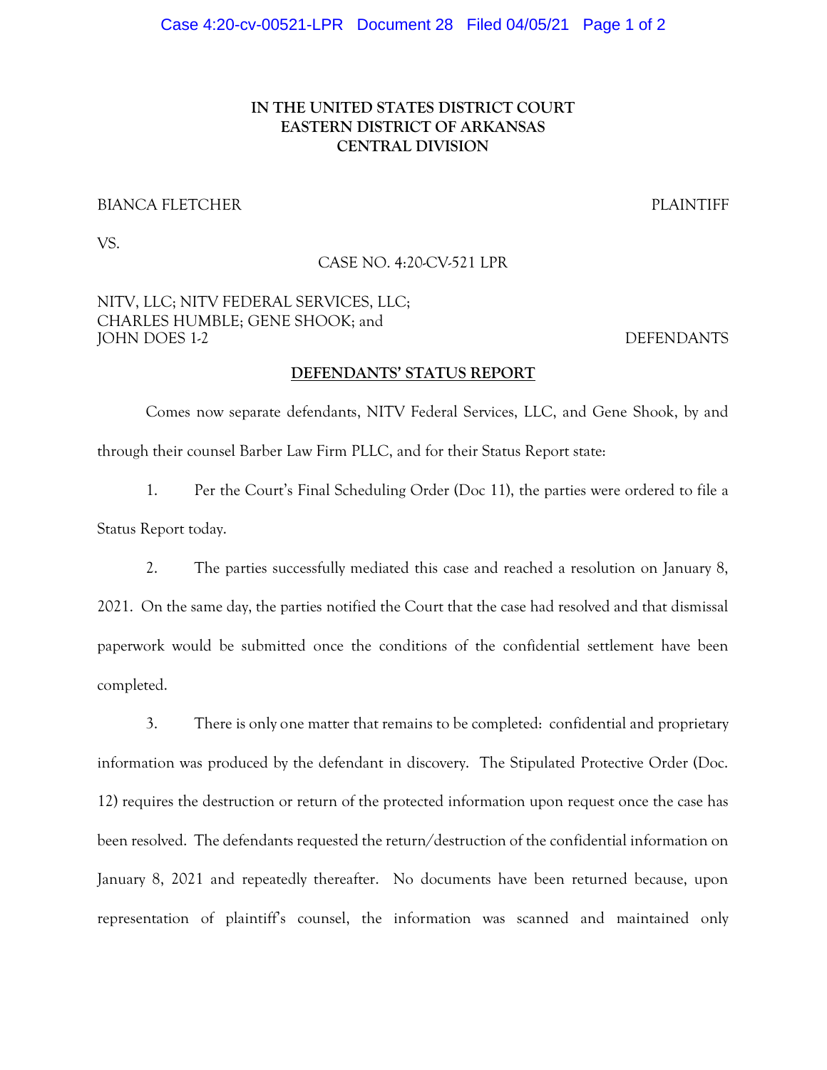**IN THE UNITED STATES DISTRICT COURT**
**EASTERN DISTRICT OF ARKANSAS**
**CENTRAL DIVISION**

BIANCA FLETCHER PLAINTIFF

VS.

CASE NO. 4:20-CV-521 LPR

NITV, LLC; NITV FEDERAL SERVICES, LLC;
CHARLES HUMBLE; GENE SHOOK; and
JOHN DOES 1-2 DEFENDANTS

## DEFENDANTS' STATUS REPORT

Comes now separate defendants, NITV Federal Services, LLC, and Gene Shook, by and through their counsel Barber Law Firm PLLC, and for their Status Report state:

1. Per the Court's Final Scheduling Order (Doc 11), the parties were ordered to file a Status Report today.

2. The parties successfully mediated this case and reached a resolution on January 8, 2021. On the same day, the parties notified the Court that the case had resolved and that dismissal paperwork would be submitted once the conditions of the confidential settlement have been completed.

3. There is only one matter that remains to be completed: confidential and proprietary information was produced by the defendant in discovery. The Stipulated Protective Order (Doc. 12) requires the destruction or return of the protected information upon request once the case has been resolved. The defendants requested the return/destruction of the confidential information on January 8, 2021 and repeatedly thereafter. No documents have been returned because, upon representation of plaintiff's counsel, the information was scanned and maintained only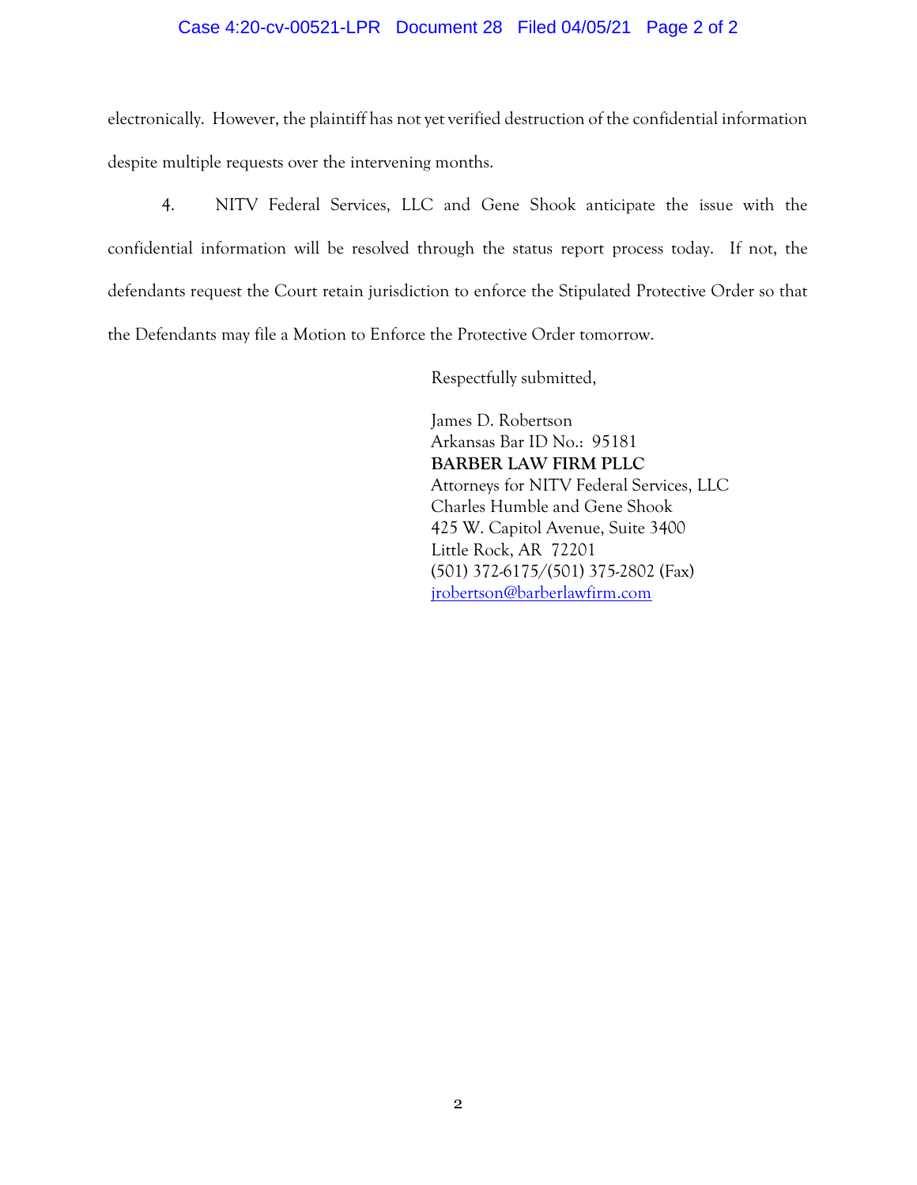electronically. However, the plaintiff has not yet verified destruction of the confidential information despite multiple requests over the intervening months.

4. NITV Federal Services, LLC and Gene Shook anticipate the issue with the confidential information will be resolved through the status report process today. If not, the defendants request the Court retain jurisdiction to enforce the Stipulated Protective Order so that the Defendants may file a Motion to Enforce the Protective Order tomorrow.

Respectfully submitted,

James D. Robertson  
Arkansas Bar ID No.: 95181  
**BARBER LAW FIRM PLLC**  
Attorneys for NITV Federal Services, LLC  
Charles Humble and Gene Shook  
425 W. Capitol Avenue, Suite 3400  
Little Rock, AR 72201  
(501) 372-6175/(501) 375-2802 (Fax)  
jrobertson@barberlawfirm.com